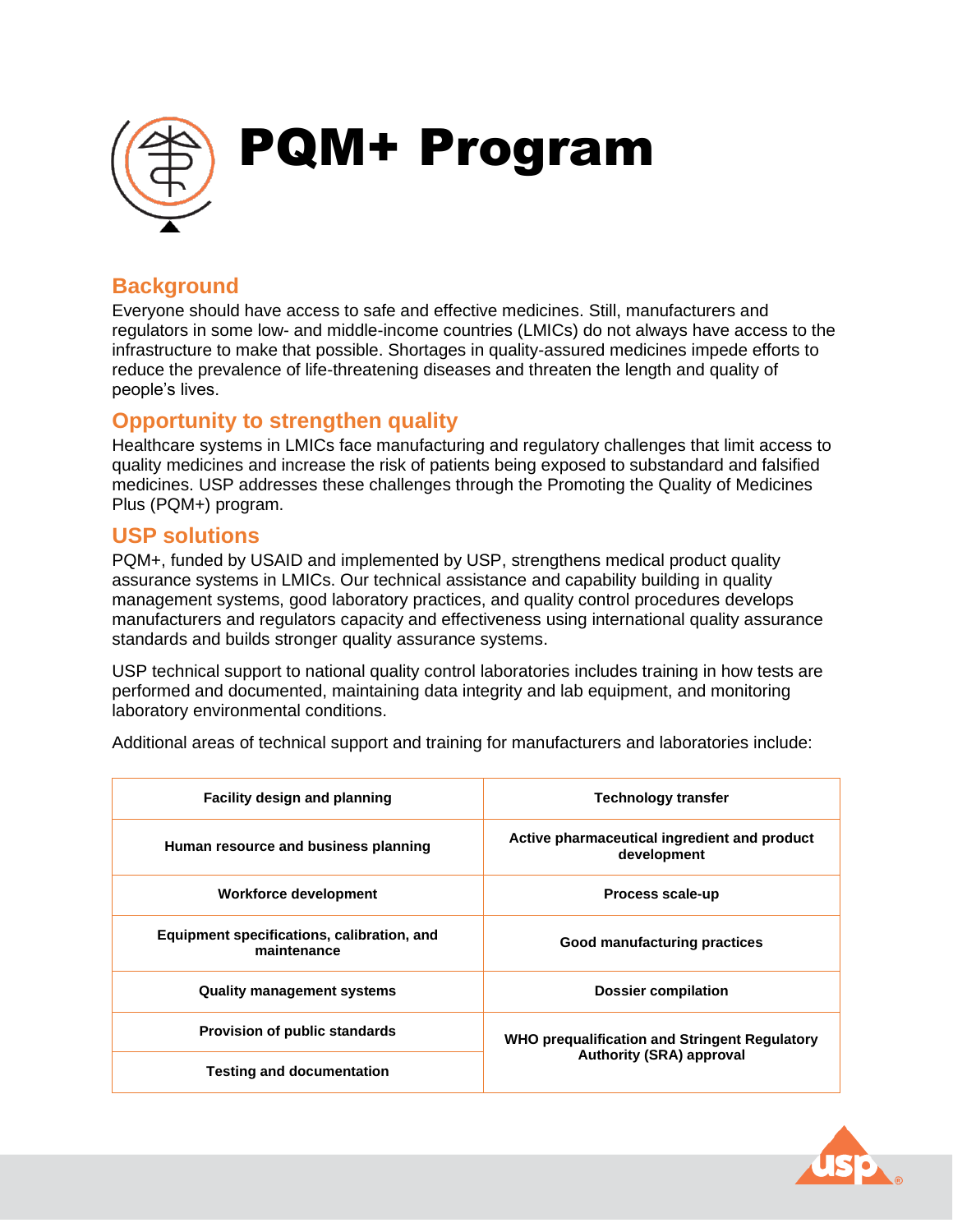# PQM+ Program

## Background

Everyone should have access to safe and effective medicines. Still, manufacturers and regulators in some low- and middle-income countries (LMICs) do not always have access to the infrastructure to make that possible. Shortages in quality-assured medicines impede efforts to reduce the prevalence of life-threatening diseases and threaten the length and quality of people's lives.

## Opportunity to strengthen quality

Healthcare systems in LMICs face manufacturing and regulatory challenges that limit access to quality medicines and increase the risk of patients being exposed to substandard and falsified medicines. USP addresses these challenges through the Promoting the Quality of Medicines Plus (PQM+) program.

## USP solutions

PQM+, funded by USAID and implemented by USP, strengthens medical product quality assurance systems in LMICs. Our technical assistance and capability building in quality management systems, good laboratory practices, and quality control procedures develops manufacturers and regulators capacity and effectiveness using international quality assurance standards and builds stronger quality assurance systems.

USP technical support to national quality control laboratories includes training in how tests are performed and documented, maintaining data integrity and lab equipment, and monitoring laboratory environmental conditions.

Additional areas of technical support and training for manufacturers and laboratories include:

| | |
|---|---|
| **Facility design and planning** | **Technology transfer** |
| **Human resource and business planning** | **Active pharmaceutical ingredient and product development** |
| **Workforce development** | **Process scale-up** |
| **Equipment specifications, calibration, and maintenance** | **Good manufacturing practices** |
| **Quality management systems** | **Dossier compilation** |
| **Provision of public standards** | **WHO prequalification and Stringent Regulatory Authority (SRA) approval** |
| **Testing and documentation** | |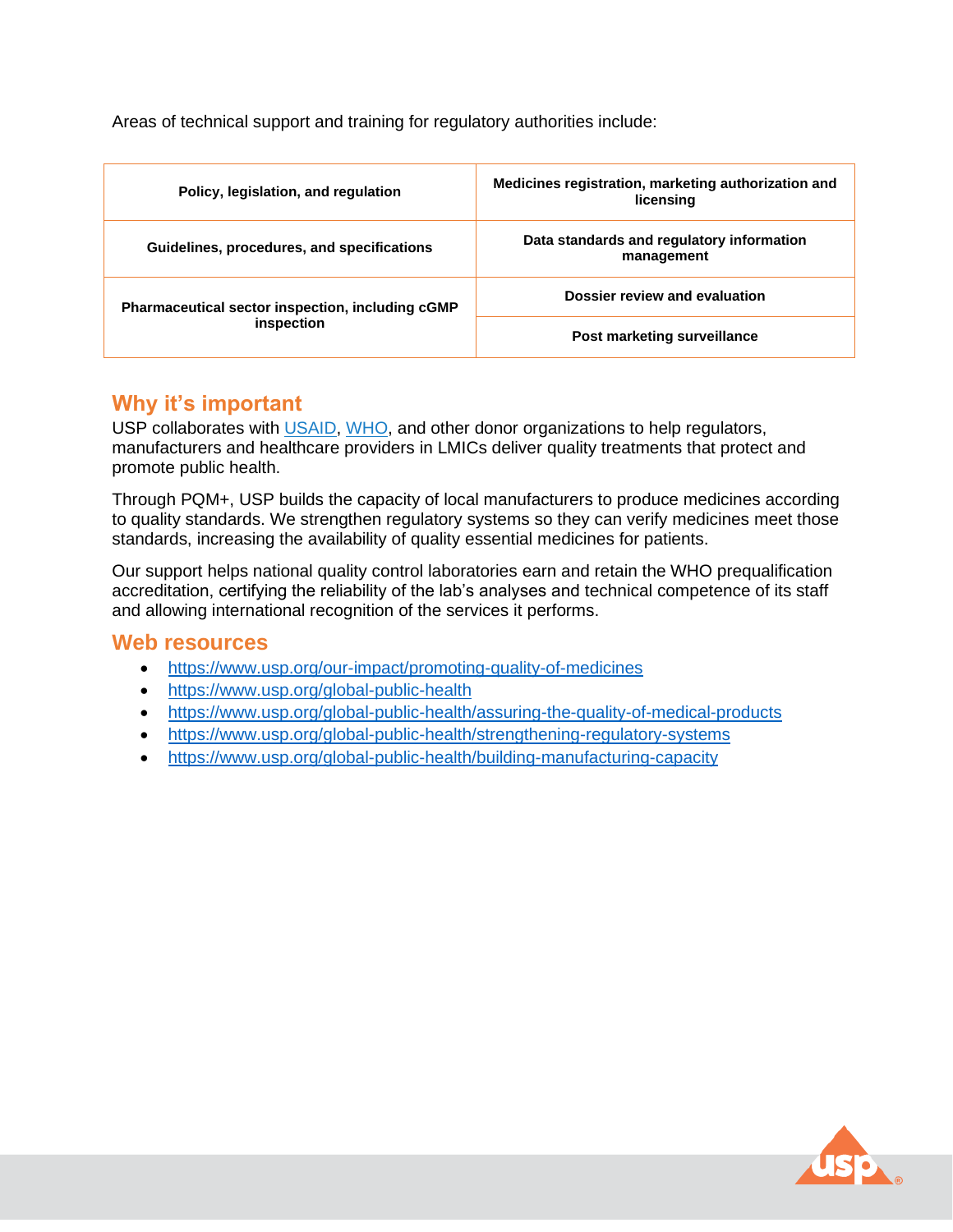Areas of technical support and training for regulatory authorities include:

| | |
|---|---|
| **Policy, legislation, and regulation** | **Medicines registration, marketing authorization and licensing** |
| **Guidelines, procedures, and specifications** | **Data standards and regulatory information management** |
| **Pharmaceutical sector inspection, including cGMP inspection** | **Dossier review and evaluation** |
| | **Post marketing surveillance** |

## Why it's important

USP collaborates with USAID, WHO, and other donor organizations to help regulators, manufacturers and healthcare providers in LMICs deliver quality treatments that protect and promote public health.

Through PQM+, USP builds the capacity of local manufacturers to produce medicines according to quality standards. We strengthen regulatory systems so they can verify medicines meet those standards, increasing the availability of quality essential medicines for patients.

Our support helps national quality control laboratories earn and retain the WHO prequalification accreditation, certifying the reliability of the lab's analyses and technical competence of its staff and allowing international recognition of the services it performs.

## Web resources

- https://www.usp.org/our-impact/promoting-quality-of-medicines
- https://www.usp.org/global-public-health
- https://www.usp.org/global-public-health/assuring-the-quality-of-medical-products
- https://www.usp.org/global-public-health/strengthening-regulatory-systems
- https://www.usp.org/global-public-health/building-manufacturing-capacity